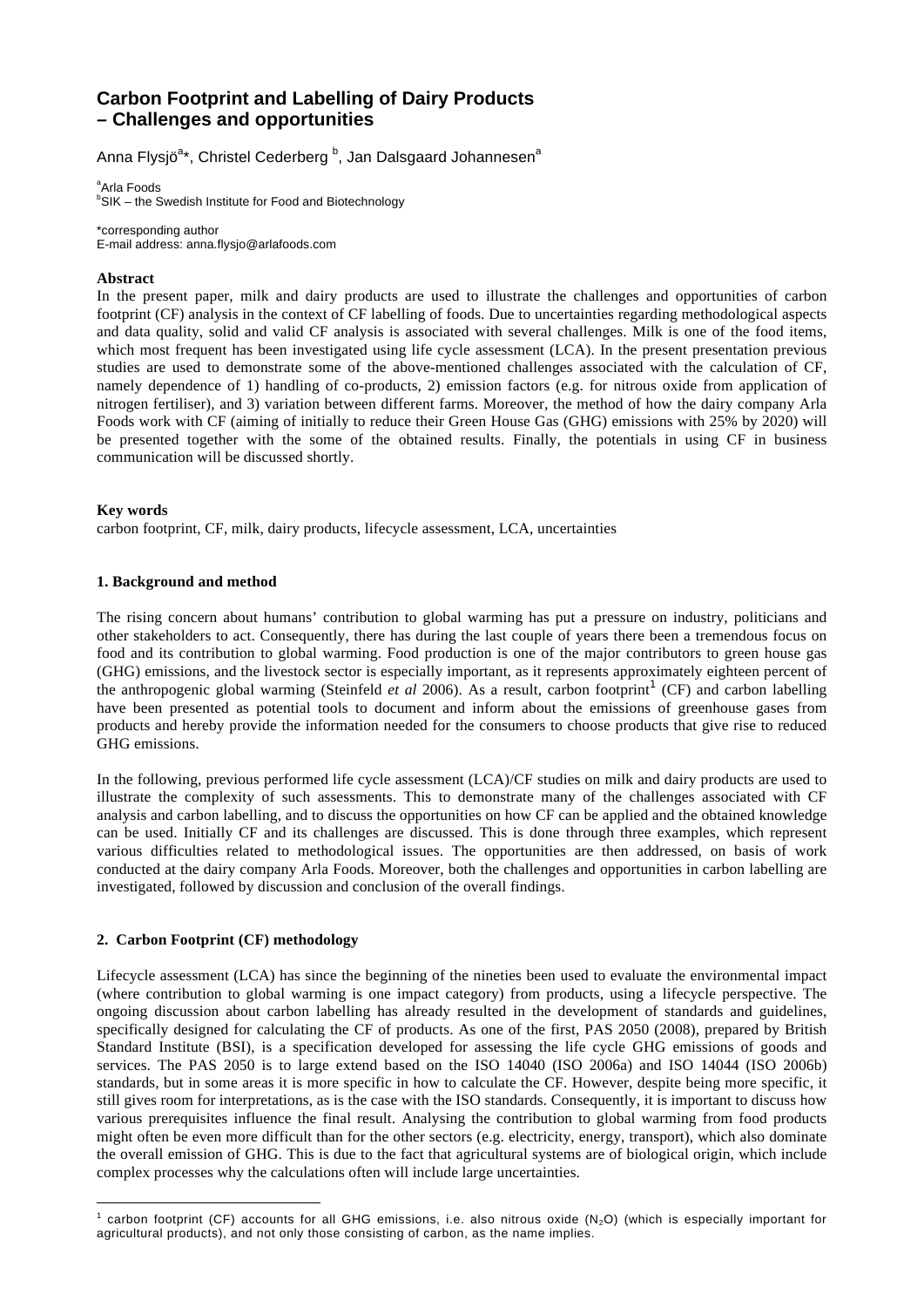# Carbon Footprint and Labelling of Dairy Products – Challenges and opportunities

Anna Flysjö[a]*, Christel Cederberg [b], Jan Dalsgaard Johannesen[a]

[a]Arla Foods
[b]SIK – the Swedish Institute for Food and Biotechnology

*corresponding author
E-mail address: anna.flysjo@arlafoods.com

**Abstract**

In the present paper, milk and dairy products are used to illustrate the challenges and opportunities of carbon footprint (CF) analysis in the context of CF labelling of foods. Due to uncertainties regarding methodological aspects and data quality, solid and valid CF analysis is associated with several challenges. Milk is one of the food items, which most frequent has been investigated using life cycle assessment (LCA). In the present presentation previous studies are used to demonstrate some of the above-mentioned challenges associated with the calculation of CF, namely dependence of 1) handling of co-products, 2) emission factors (e.g. for nitrous oxide from application of nitrogen fertiliser), and 3) variation between different farms. Moreover, the method of how the dairy company Arla Foods work with CF (aiming of initially to reduce their Green House Gas (GHG) emissions with 25% by 2020) will be presented together with the some of the obtained results. Finally, the potentials in using CF in business communication will be discussed shortly.

**Key words**

carbon footprint, CF, milk, dairy products, lifecycle assessment, LCA, uncertainties

## 1. Background and method

The rising concern about humans' contribution to global warming has put a pressure on industry, politicians and other stakeholders to act. Consequently, there has during the last couple of years there been a tremendous focus on food and its contribution to global warming. Food production is one of the major contributors to green house gas (GHG) emissions, and the livestock sector is especially important, as it represents approximately eighteen percent of the anthropogenic global warming (Steinfeld *et al* 2006). As a result, carbon footprint[1] (CF) and carbon labelling have been presented as potential tools to document and inform about the emissions of greenhouse gases from products and hereby provide the information needed for the consumers to choose products that give rise to reduced GHG emissions.

In the following, previous performed life cycle assessment (LCA)/CF studies on milk and dairy products are used to illustrate the complexity of such assessments. This to demonstrate many of the challenges associated with CF analysis and carbon labelling, and to discuss the opportunities on how CF can be applied and the obtained knowledge can be used. Initially CF and its challenges are discussed. This is done through three examples, which represent various difficulties related to methodological issues. The opportunities are then addressed, on basis of work conducted at the dairy company Arla Foods. Moreover, both the challenges and opportunities in carbon labelling are investigated, followed by discussion and conclusion of the overall findings.

## 2. Carbon Footprint (CF) methodology

Lifecycle assessment (LCA) has since the beginning of the nineties been used to evaluate the environmental impact (where contribution to global warming is one impact category) from products, using a lifecycle perspective. The ongoing discussion about carbon labelling has already resulted in the development of standards and guidelines, specifically designed for calculating the CF of products. As one of the first, PAS 2050 (2008), prepared by British Standard Institute (BSI), is a specification developed for assessing the life cycle GHG emissions of goods and services. The PAS 2050 is to large extend based on the ISO 14040 (ISO 2006a) and ISO 14044 (ISO 2006b) standards, but in some areas it is more specific in how to calculate the CF. However, despite being more specific, it still gives room for interpretations, as is the case with the ISO standards. Consequently, it is important to discuss how various prerequisites influence the final result. Analysing the contribution to global warming from food products might often be even more difficult than for the other sectors (e.g. electricity, energy, transport), which also dominate the overall emission of GHG. This is due to the fact that agricultural systems are of biological origin, which include complex processes why the calculations often will include large uncertainties.

[1] carbon footprint (CF) accounts for all GHG emissions, i.e. also nitrous oxide ($N_2O$) (which is especially important for agricultural products), and not only those consisting of carbon, as the name implies.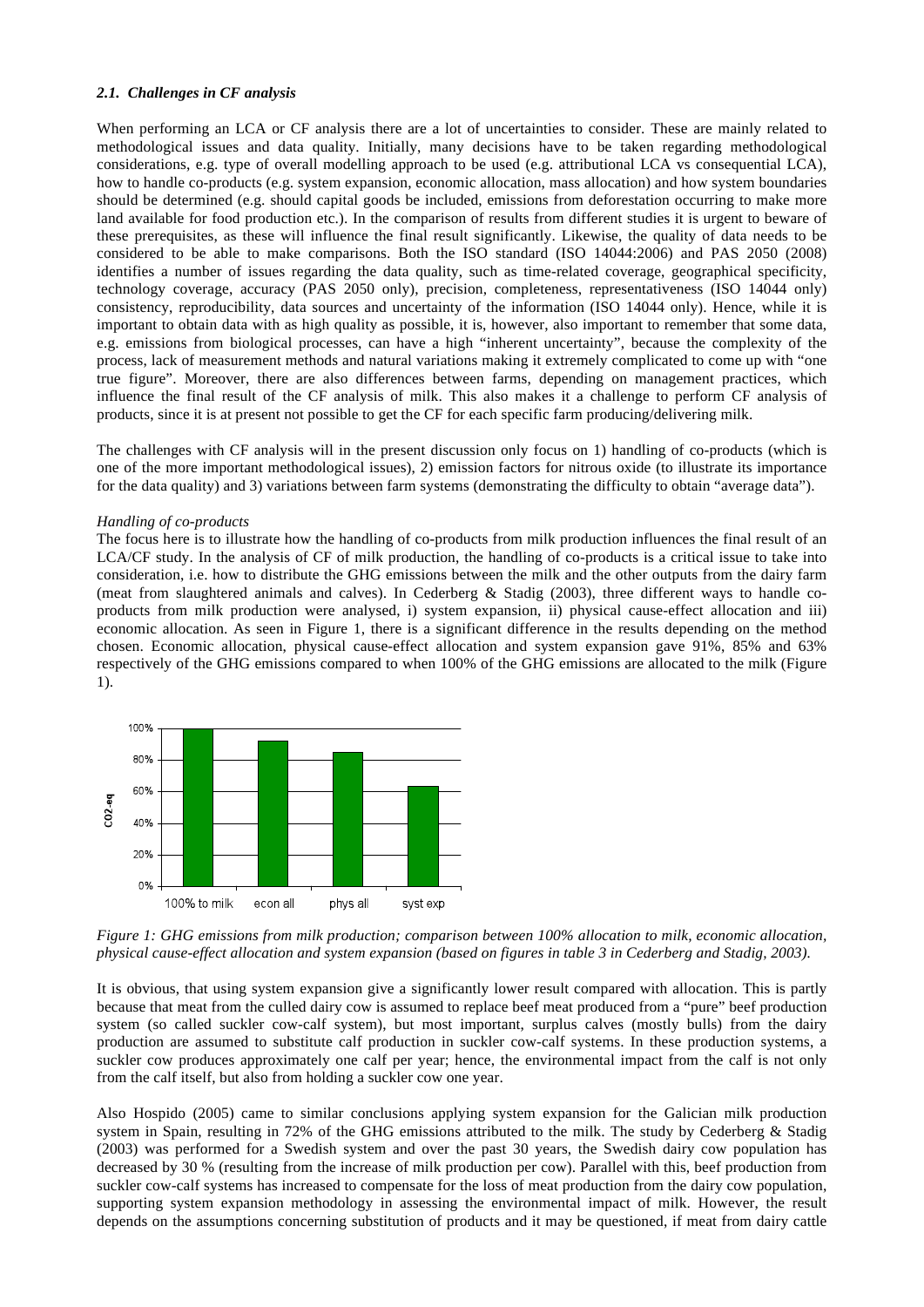### *2.1. Challenges in CF analysis*

When performing an LCA or CF analysis there are a lot of uncertainties to consider. These are mainly related to methodological issues and data quality. Initially, many decisions have to be taken regarding methodological considerations, e.g. type of overall modelling approach to be used (e.g. attributional LCA vs consequential LCA), how to handle co-products (e.g. system expansion, economic allocation, mass allocation) and how system boundaries should be determined (e.g. should capital goods be included, emissions from deforestation occurring to make more land available for food production etc.). In the comparison of results from different studies it is urgent to beware of these prerequisites, as these will influence the final result significantly. Likewise, the quality of data needs to be considered to be able to make comparisons. Both the ISO standard (ISO 14044:2006) and PAS 2050 (2008) identifies a number of issues regarding the data quality, such as time-related coverage, geographical specificity, technology coverage, accuracy (PAS 2050 only), precision, completeness, representativeness (ISO 14044 only) consistency, reproducibility, data sources and uncertainty of the information (ISO 14044 only). Hence, while it is important to obtain data with as high quality as possible, it is, however, also important to remember that some data, e.g. emissions from biological processes, can have a high "inherent uncertainty", because the complexity of the process, lack of measurement methods and natural variations making it extremely complicated to come up with "one true figure". Moreover, there are also differences between farms, depending on management practices, which influence the final result of the CF analysis of milk. This also makes it a challenge to perform CF analysis of products, since it is at present not possible to get the CF for each specific farm producing/delivering milk.

The challenges with CF analysis will in the present discussion only focus on 1) handling of co-products (which is one of the more important methodological issues), 2) emission factors for nitrous oxide (to illustrate its importance for the data quality) and 3) variations between farm systems (demonstrating the difficulty to obtain "average data").

*Handling of co-products*

The focus here is to illustrate how the handling of co-products from milk production influences the final result of an LCA/CF study. In the analysis of CF of milk production, the handling of co-products is a critical issue to take into consideration, i.e. how to distribute the GHG emissions between the milk and the other outputs from the dairy farm (meat from slaughtered animals and calves). In Cederberg & Stadig (2003), three different ways to handle co-products from milk production were analysed, i) system expansion, ii) physical cause-effect allocation and iii) economic allocation. As seen in Figure 1, there is a significant difference in the results depending on the method chosen. Economic allocation, physical cause-effect allocation and system expansion gave 91%, 85% and 63% respectively of the GHG emissions compared to when 100% of the GHG emissions are allocated to the milk (Figure 1).

*Figure 1: GHG emissions from milk production; comparison between 100% allocation to milk, economic allocation, physical cause-effect allocation and system expansion (based on figures in table 3 in Cederberg and Stadig, 2003).*

It is obvious, that using system expansion give a significantly lower result compared with allocation. This is partly because that meat from the culled dairy cow is assumed to replace beef meat produced from a "pure" beef production system (so called suckler cow-calf system), but most important, surplus calves (mostly bulls) from the dairy production are assumed to substitute calf production in suckler cow-calf systems. In these production systems, a suckler cow produces approximately one calf per year; hence, the environmental impact from the calf is not only from the calf itself, but also from holding a suckler cow one year.

Also Hospido (2005) came to similar conclusions applying system expansion for the Galician milk production system in Spain, resulting in 72% of the GHG emissions attributed to the milk. The study by Cederberg & Stadig (2003) was performed for a Swedish system and over the past 30 years, the Swedish dairy cow population has decreased by 30 % (resulting from the increase of milk production per cow). Parallel with this, beef production from suckler cow-calf systems has increased to compensate for the loss of meat production from the dairy cow population, supporting system expansion methodology in assessing the environmental impact of milk. However, the result depends on the assumptions concerning substitution of products and it may be questioned, if meat from dairy cattle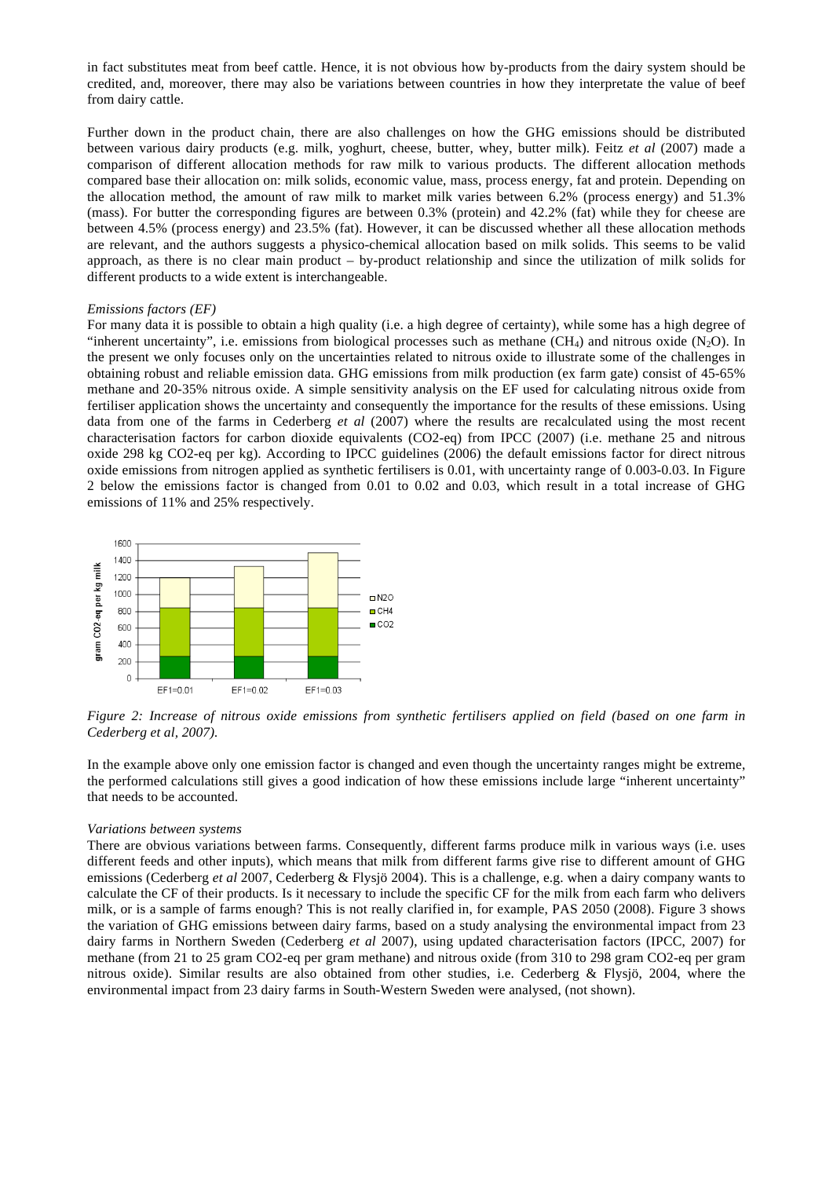in fact substitutes meat from beef cattle. Hence, it is not obvious how by-products from the dairy system should be credited, and, moreover, there may also be variations between countries in how they interpretate the value of beef from dairy cattle.

Further down in the product chain, there are also challenges on how the GHG emissions should be distributed between various dairy products (e.g. milk, yoghurt, cheese, butter, whey, butter milk). Feitz *et al* (2007) made a comparison of different allocation methods for raw milk to various products. The different allocation methods compared base their allocation on: milk solids, economic value, mass, process energy, fat and protein. Depending on the allocation method, the amount of raw milk to market milk varies between 6.2% (process energy) and 51.3% (mass). For butter the corresponding figures are between 0.3% (protein) and 42.2% (fat) while they for cheese are between 4.5% (process energy) and 23.5% (fat). However, it can be discussed whether all these allocation methods are relevant, and the authors suggests a physico-chemical allocation based on milk solids. This seems to be valid approach, as there is no clear main product – by-product relationship and since the utilization of milk solids for different products to a wide extent is interchangeable.

*Emissions factors (EF)*

For many data it is possible to obtain a high quality (i.e. a high degree of certainty), while some has a high degree of "inherent uncertainty", i.e. emissions from biological processes such as methane ($CH_4$) and nitrous oxide ($N_2O$). In the present we only focuses only on the uncertainties related to nitrous oxide to illustrate some of the challenges in obtaining robust and reliable emission data. GHG emissions from milk production (ex farm gate) consist of 45-65% methane and 20-35% nitrous oxide. A simple sensitivity analysis on the EF used for calculating nitrous oxide from fertiliser application shows the uncertainty and consequently the importance for the results of these emissions. Using data from one of the farms in Cederberg *et al* (2007) where the results are recalculated using the most recent characterisation factors for carbon dioxide equivalents (CO2-eq) from IPCC (2007) (i.e. methane 25 and nitrous oxide 298 kg CO2-eq per kg). According to IPCC guidelines (2006) the default emissions factor for direct nitrous oxide emissions from nitrogen applied as synthetic fertilisers is 0.01, with uncertainty range of 0.003-0.03. In Figure 2 below the emissions factor is changed from 0.01 to 0.02 and 0.03, which result in a total increase of GHG emissions of 11% and 25% respectively.

*Figure 2: Increase of nitrous oxide emissions from synthetic fertilisers applied on field (based on one farm in Cederberg et al, 2007).*

In the example above only one emission factor is changed and even though the uncertainty ranges might be extreme, the performed calculations still gives a good indication of how these emissions include large "inherent uncertainty" that needs to be accounted.

*Variations between systems*

There are obvious variations between farms. Consequently, different farms produce milk in various ways (i.e. uses different feeds and other inputs), which means that milk from different farms give rise to different amount of GHG emissions (Cederberg *et al* 2007, Cederberg & Flysjö 2004). This is a challenge, e.g. when a dairy company wants to calculate the CF of their products. Is it necessary to include the specific CF for the milk from each farm who delivers milk, or is a sample of farms enough? This is not really clarified in, for example, PAS 2050 (2008). Figure 3 shows the variation of GHG emissions between dairy farms, based on a study analysing the environmental impact from 23 dairy farms in Northern Sweden (Cederberg *et al* 2007), using updated characterisation factors (IPCC, 2007) for methane (from 21 to 25 gram CO2-eq per gram methane) and nitrous oxide (from 310 to 298 gram CO2-eq per gram nitrous oxide). Similar results are also obtained from other studies, i.e. Cederberg & Flysjö, 2004, where the environmental impact from 23 dairy farms in South-Western Sweden were analysed, (not shown).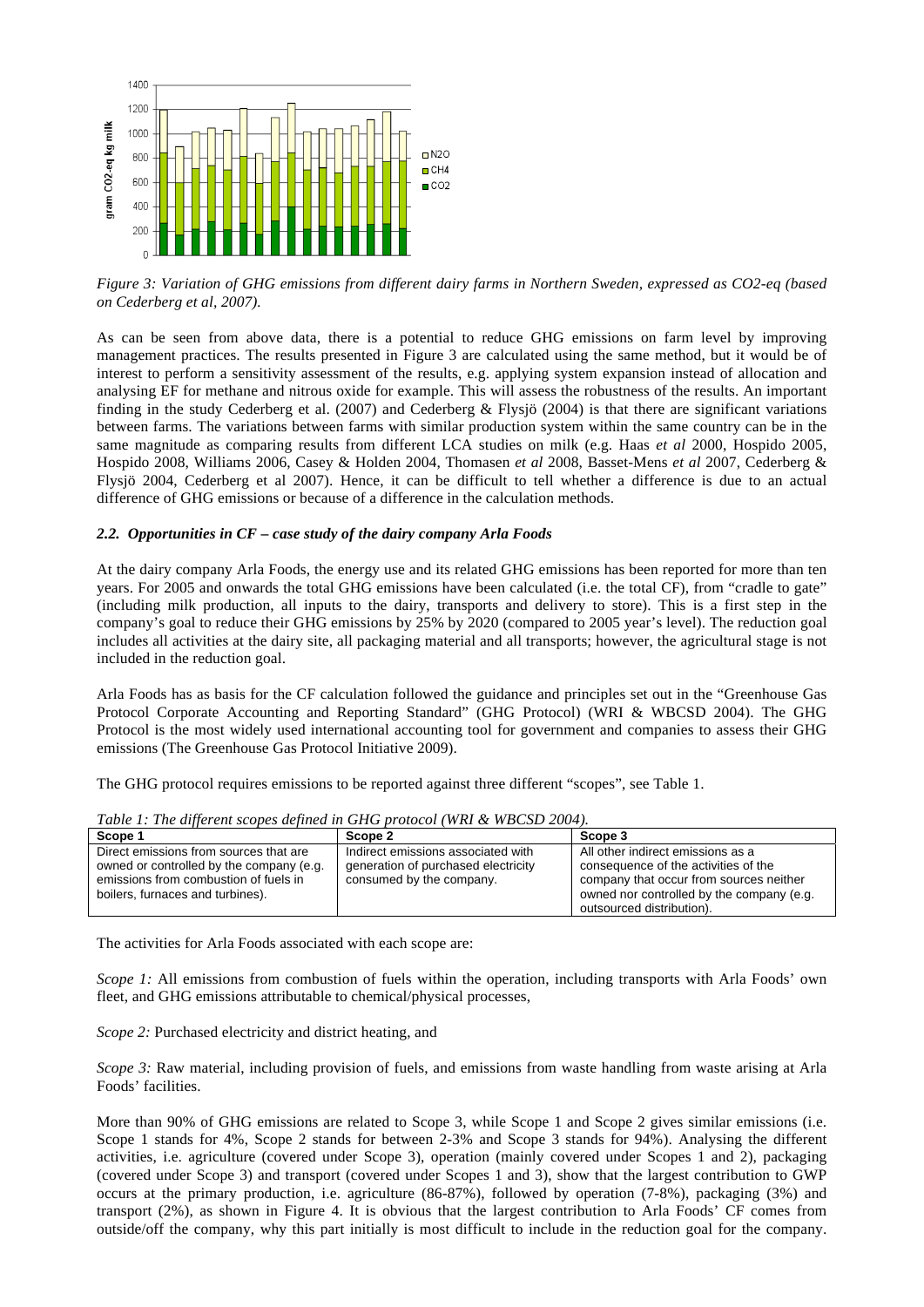*Figure 3: Variation of GHG emissions from different dairy farms in Northern Sweden, expressed as CO2-eq (based on Cederberg et al, 2007).*

As can be seen from above data, there is a potential to reduce GHG emissions on farm level by improving management practices. The results presented in Figure 3 are calculated using the same method, but it would be of interest to perform a sensitivity assessment of the results, e.g. applying system expansion instead of allocation and analysing EF for methane and nitrous oxide for example. This will assess the robustness of the results. An important finding in the study Cederberg et al. (2007) and Cederberg & Flysjö (2004) is that there are significant variations between farms. The variations between farms with similar production system within the same country can be in the same magnitude as comparing results from different LCA studies on milk (e.g. Haas *et al* 2000, Hospido 2005, Hospido 2008, Williams 2006, Casey & Holden 2004, Thomasen *et al* 2008, Basset-Mens *et al* 2007, Cederberg & Flysjö 2004, Cederberg et al 2007). Hence, it can be difficult to tell whether a difference is due to an actual difference of GHG emissions or because of a difference in the calculation methods.

### *2.2. Opportunities in CF – case study of the dairy company Arla Foods*

At the dairy company Arla Foods, the energy use and its related GHG emissions has been reported for more than ten years. For 2005 and onwards the total GHG emissions have been calculated (i.e. the total CF), from "cradle to gate" (including milk production, all inputs to the dairy, transports and delivery to store). This is a first step in the company's goal to reduce their GHG emissions by 25% by 2020 (compared to 2005 year's level). The reduction goal includes all activities at the dairy site, all packaging material and all transports; however, the agricultural stage is not included in the reduction goal.

Arla Foods has as basis for the CF calculation followed the guidance and principles set out in the "Greenhouse Gas Protocol Corporate Accounting and Reporting Standard" (GHG Protocol) (WRI & WBCSD 2004). The GHG Protocol is the most widely used international accounting tool for government and companies to assess their GHG emissions (The Greenhouse Gas Protocol Initiative 2009).

The GHG protocol requires emissions to be reported against three different "scopes", see Table 1.

*Table 1: The different scopes defined in GHG protocol (WRI & WBCSD 2004).*

| Scope 1 | Scope 2 | Scope 3 |
|---|---|---|
| Direct emissions from sources that are owned or controlled by the company (e.g. emissions from combustion of fuels in boilers, furnaces and turbines). | Indirect emissions associated with generation of purchased electricity consumed by the company. | All other indirect emissions as a consequence of the activities of the company that occur from sources neither owned nor controlled by the company (e.g. outsourced distribution). |

The activities for Arla Foods associated with each scope are:

*Scope 1:* All emissions from combustion of fuels within the operation, including transports with Arla Foods' own fleet, and GHG emissions attributable to chemical/physical processes,

*Scope 2:* Purchased electricity and district heating, and

*Scope 3:* Raw material, including provision of fuels, and emissions from waste handling from waste arising at Arla Foods' facilities.

More than 90% of GHG emissions are related to Scope 3, while Scope 1 and Scope 2 gives similar emissions (i.e. Scope 1 stands for 4%, Scope 2 stands for between 2-3% and Scope 3 stands for 94%). Analysing the different activities, i.e. agriculture (covered under Scope 3), operation (mainly covered under Scopes 1 and 2), packaging (covered under Scope 3) and transport (covered under Scopes 1 and 3), show that the largest contribution to GWP occurs at the primary production, i.e. agriculture (86-87%), followed by operation (7-8%), packaging (3%) and transport (2%), as shown in Figure 4. It is obvious that the largest contribution to Arla Foods' CF comes from outside/off the company, why this part initially is most difficult to include in the reduction goal for the company.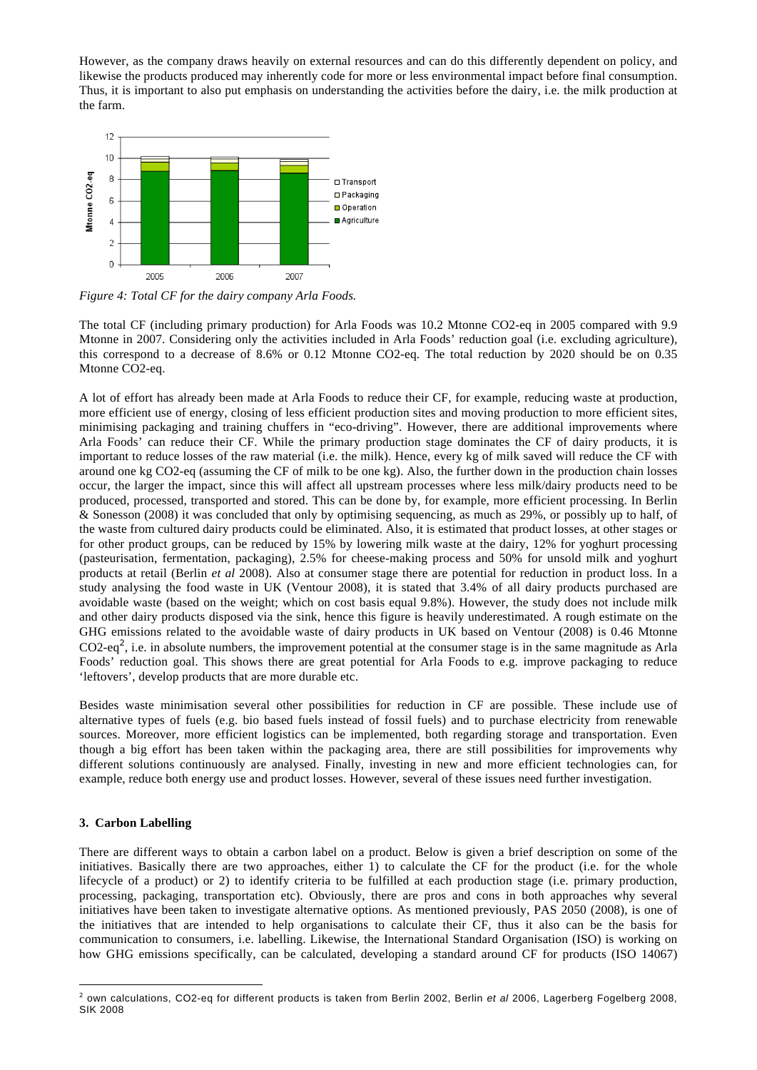However, as the company draws heavily on external resources and can do this differently dependent on policy, and likewise the products produced may inherently code for more or less environmental impact before final consumption. Thus, it is important to also put emphasis on understanding the activities before the dairy, i.e. the milk production at the farm.

*Figure 4: Total CF for the dairy company Arla Foods.*

The total CF (including primary production) for Arla Foods was 10.2 Mtonne CO2-eq in 2005 compared with 9.9 Mtonne in 2007. Considering only the activities included in Arla Foods' reduction goal (i.e. excluding agriculture), this correspond to a decrease of 8.6% or 0.12 Mtonne CO2-eq. The total reduction by 2020 should be on 0.35 Mtonne CO2-eq.

A lot of effort has already been made at Arla Foods to reduce their CF, for example, reducing waste at production, more efficient use of energy, closing of less efficient production sites and moving production to more efficient sites, minimising packaging and training chuffers in "eco-driving". However, there are additional improvements where Arla Foods' can reduce their CF. While the primary production stage dominates the CF of dairy products, it is important to reduce losses of the raw material (i.e. the milk). Hence, every kg of milk saved will reduce the CF with around one kg CO2-eq (assuming the CF of milk to be one kg). Also, the further down in the production chain losses occur, the larger the impact, since this will affect all upstream processes where less milk/dairy products need to be produced, processed, transported and stored. This can be done by, for example, more efficient processing. In Berlin & Sonesson (2008) it was concluded that only by optimising sequencing, as much as 29%, or possibly up to half, of the waste from cultured dairy products could be eliminated. Also, it is estimated that product losses, at other stages or for other product groups, can be reduced by 15% by lowering milk waste at the dairy, 12% for yoghurt processing (pasteurisation, fermentation, packaging), 2.5% for cheese-making process and 50% for unsold milk and yoghurt products at retail (Berlin *et al* 2008). Also at consumer stage there are potential for reduction in product loss. In a study analysing the food waste in UK (Ventour 2008), it is stated that 3.4% of all dairy products purchased are avoidable waste (based on the weight; which on cost basis equal 9.8%). However, the study does not include milk and other dairy products disposed via the sink, hence this figure is heavily underestimated. A rough estimate on the GHG emissions related to the avoidable waste of dairy products in UK based on Ventour (2008) is 0.46 Mtonne CO2-eq[2], i.e. in absolute numbers, the improvement potential at the consumer stage is in the same magnitude as Arla Foods' reduction goal. This shows there are great potential for Arla Foods to e.g. improve packaging to reduce 'leftovers', develop products that are more durable etc.

Besides waste minimisation several other possibilities for reduction in CF are possible. These include use of alternative types of fuels (e.g. bio based fuels instead of fossil fuels) and to purchase electricity from renewable sources. Moreover, more efficient logistics can be implemented, both regarding storage and transportation. Even though a big effort has been taken within the packaging area, there are still possibilities for improvements why different solutions continuously are analysed. Finally, investing in new and more efficient technologies can, for example, reduce both energy use and product losses. However, several of these issues need further investigation.

## 3. Carbon Labelling

There are different ways to obtain a carbon label on a product. Below is given a brief description on some of the initiatives. Basically there are two approaches, either 1) to calculate the CF for the product (i.e. for the whole lifecycle of a product) or 2) to identify criteria to be fulfilled at each production stage (i.e. primary production, processing, packaging, transportation etc). Obviously, there are pros and cons in both approaches why several initiatives have been taken to investigate alternative options. As mentioned previously, PAS 2050 (2008), is one of the initiatives that are intended to help organisations to calculate their CF, thus it also can be the basis for communication to consumers, i.e. labelling. Likewise, the International Standard Organisation (ISO) is working on how GHG emissions specifically, can be calculated, developing a standard around CF for products (ISO 14067)

[2] own calculations, CO2-eq for different products is taken from Berlin 2002, Berlin *et al* 2006, Lagerberg Fogelberg 2008, SIK 2008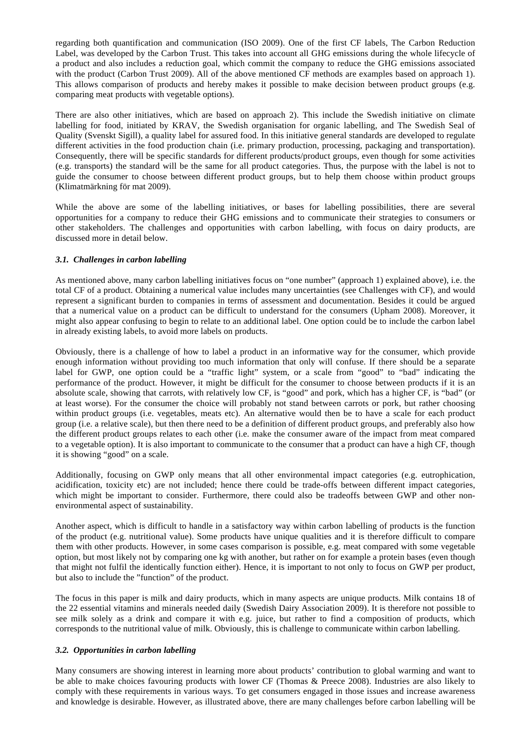regarding both quantification and communication (ISO 2009). One of the first CF labels, The Carbon Reduction Label, was developed by the Carbon Trust. This takes into account all GHG emissions during the whole lifecycle of a product and also includes a reduction goal, which commit the company to reduce the GHG emissions associated with the product (Carbon Trust 2009). All of the above mentioned CF methods are examples based on approach 1). This allows comparison of products and hereby makes it possible to make decision between product groups (e.g. comparing meat products with vegetable options).

There are also other initiatives, which are based on approach 2). This include the Swedish initiative on climate labelling for food, initiated by KRAV, the Swedish organisation for organic labelling, and The Swedish Seal of Quality (Svenskt Sigill), a quality label for assured food. In this initiative general standards are developed to regulate different activities in the food production chain (i.e. primary production, processing, packaging and transportation). Consequently, there will be specific standards for different products/product groups, even though for some activities (e.g. transports) the standard will be the same for all product categories. Thus, the purpose with the label is not to guide the consumer to choose between different product groups, but to help them choose within product groups (Klimatmärkning för mat 2009).

While the above are some of the labelling initiatives, or bases for labelling possibilities, there are several opportunities for a company to reduce their GHG emissions and to communicate their strategies to consumers or other stakeholders. The challenges and opportunities with carbon labelling, with focus on dairy products, are discussed more in detail below.

### *3.1. Challenges in carbon labelling*

As mentioned above, many carbon labelling initiatives focus on "one number" (approach 1) explained above), i.e. the total CF of a product. Obtaining a numerical value includes many uncertainties (see Challenges with CF), and would represent a significant burden to companies in terms of assessment and documentation. Besides it could be argued that a numerical value on a product can be difficult to understand for the consumers (Upham 2008). Moreover, it might also appear confusing to begin to relate to an additional label. One option could be to include the carbon label in already existing labels, to avoid more labels on products.

Obviously, there is a challenge of how to label a product in an informative way for the consumer, which provide enough information without providing too much information that only will confuse. If there should be a separate label for GWP, one option could be a "traffic light" system, or a scale from "good" to "bad" indicating the performance of the product. However, it might be difficult for the consumer to choose between products if it is an absolute scale, showing that carrots, with relatively low CF, is "good" and pork, which has a higher CF, is "bad" (or at least worse). For the consumer the choice will probably not stand between carrots or pork, but rather choosing within product groups (i.e. vegetables, meats etc). An alternative would then be to have a scale for each product group (i.e. a relative scale), but then there need to be a definition of different product groups, and preferably also how the different product groups relates to each other (i.e. make the consumer aware of the impact from meat compared to a vegetable option). It is also important to communicate to the consumer that a product can have a high CF, though it is showing "good" on a scale.

Additionally, focusing on GWP only means that all other environmental impact categories (e.g. eutrophication, acidification, toxicity etc) are not included; hence there could be trade-offs between different impact categories, which might be important to consider. Furthermore, there could also be tradeoffs between GWP and other non-environmental aspect of sustainability.

Another aspect, which is difficult to handle in a satisfactory way within carbon labelling of products is the function of the product (e.g. nutritional value). Some products have unique qualities and it is therefore difficult to compare them with other products. However, in some cases comparison is possible, e.g. meat compared with some vegetable option, but most likely not by comparing one kg with another, but rather on for example a protein bases (even though that might not fulfil the identically function either). Hence, it is important to not only to focus on GWP per product, but also to include the "function" of the product.

The focus in this paper is milk and dairy products, which in many aspects are unique products. Milk contains 18 of the 22 essential vitamins and minerals needed daily (Swedish Dairy Association 2009). It is therefore not possible to see milk solely as a drink and compare it with e.g. juice, but rather to find a composition of products, which corresponds to the nutritional value of milk. Obviously, this is challenge to communicate within carbon labelling.

### *3.2. Opportunities in carbon labelling*

Many consumers are showing interest in learning more about products' contribution to global warming and want to be able to make choices favouring products with lower CF (Thomas & Preece 2008). Industries are also likely to comply with these requirements in various ways. To get consumers engaged in those issues and increase awareness and knowledge is desirable. However, as illustrated above, there are many challenges before carbon labelling will be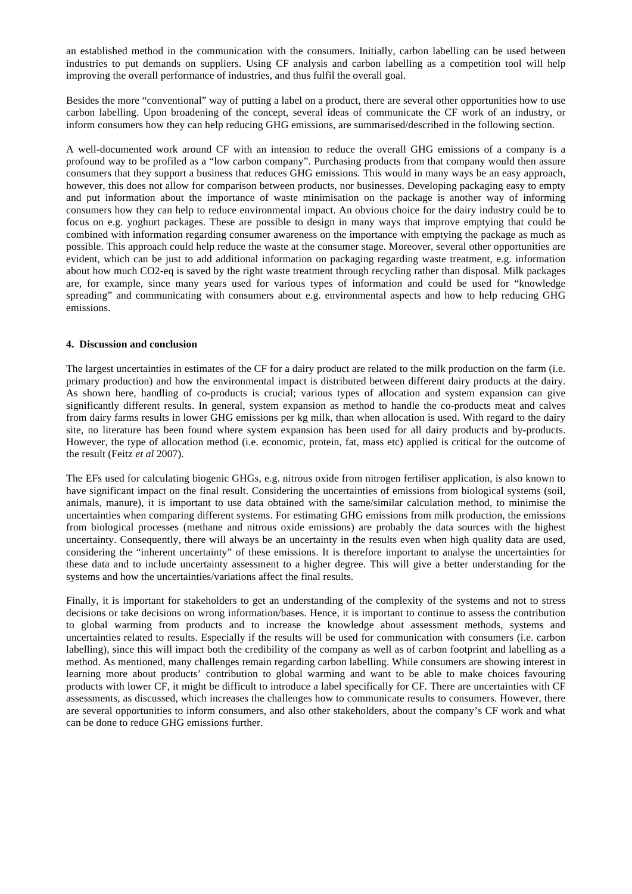an established method in the communication with the consumers. Initially, carbon labelling can be used between industries to put demands on suppliers. Using CF analysis and carbon labelling as a competition tool will help improving the overall performance of industries, and thus fulfil the overall goal.

Besides the more "conventional" way of putting a label on a product, there are several other opportunities how to use carbon labelling. Upon broadening of the concept, several ideas of communicate the CF work of an industry, or inform consumers how they can help reducing GHG emissions, are summarised/described in the following section.

A well-documented work around CF with an intension to reduce the overall GHG emissions of a company is a profound way to be profiled as a "low carbon company". Purchasing products from that company would then assure consumers that they support a business that reduces GHG emissions. This would in many ways be an easy approach, however, this does not allow for comparison between products, nor businesses. Developing packaging easy to empty and put information about the importance of waste minimisation on the package is another way of informing consumers how they can help to reduce environmental impact. An obvious choice for the dairy industry could be to focus on e.g. yoghurt packages. These are possible to design in many ways that improve emptying that could be combined with information regarding consumer awareness on the importance with emptying the package as much as possible. This approach could help reduce the waste at the consumer stage. Moreover, several other opportunities are evident, which can be just to add additional information on packaging regarding waste treatment, e.g. information about how much CO2-eq is saved by the right waste treatment through recycling rather than disposal. Milk packages are, for example, since many years used for various types of information and could be used for "knowledge spreading" and communicating with consumers about e.g. environmental aspects and how to help reducing GHG emissions.

## 4. Discussion and conclusion

The largest uncertainties in estimates of the CF for a dairy product are related to the milk production on the farm (i.e. primary production) and how the environmental impact is distributed between different dairy products at the dairy. As shown here, handling of co-products is crucial; various types of allocation and system expansion can give significantly different results. In general, system expansion as method to handle the co-products meat and calves from dairy farms results in lower GHG emissions per kg milk, than when allocation is used. With regard to the dairy site, no literature has been found where system expansion has been used for all dairy products and by-products. However, the type of allocation method (i.e. economic, protein, fat, mass etc) applied is critical for the outcome of the result (Feitz *et al* 2007).

The EFs used for calculating biogenic GHGs, e.g. nitrous oxide from nitrogen fertiliser application, is also known to have significant impact on the final result. Considering the uncertainties of emissions from biological systems (soil, animals, manure), it is important to use data obtained with the same/similar calculation method, to minimise the uncertainties when comparing different systems. For estimating GHG emissions from milk production, the emissions from biological processes (methane and nitrous oxide emissions) are probably the data sources with the highest uncertainty. Consequently, there will always be an uncertainty in the results even when high quality data are used, considering the "inherent uncertainty" of these emissions. It is therefore important to analyse the uncertainties for these data and to include uncertainty assessment to a higher degree. This will give a better understanding for the systems and how the uncertainties/variations affect the final results.

Finally, it is important for stakeholders to get an understanding of the complexity of the systems and not to stress decisions or take decisions on wrong information/bases. Hence, it is important to continue to assess the contribution to global warming from products and to increase the knowledge about assessment methods, systems and uncertainties related to results. Especially if the results will be used for communication with consumers (i.e. carbon labelling), since this will impact both the credibility of the company as well as of carbon footprint and labelling as a method. As mentioned, many challenges remain regarding carbon labelling. While consumers are showing interest in learning more about products' contribution to global warming and want to be able to make choices favouring products with lower CF, it might be difficult to introduce a label specifically for CF. There are uncertainties with CF assessments, as discussed, which increases the challenges how to communicate results to consumers. However, there are several opportunities to inform consumers, and also other stakeholders, about the company's CF work and what can be done to reduce GHG emissions further.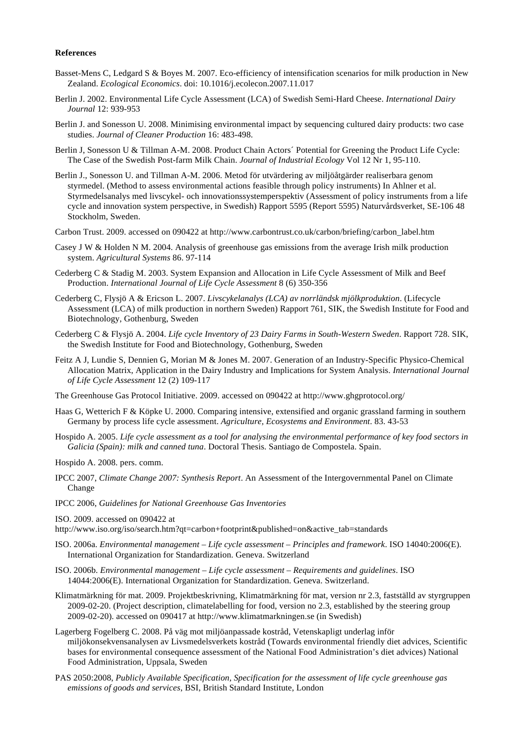**References**

Basset-Mens C, Ledgard S & Boyes M. 2007. Eco-efficiency of intensification scenarios for milk production in New Zealand. *Ecological Economics*. doi: 10.1016/j.ecolecon.2007.11.017

Berlin J. 2002. Environmental Life Cycle Assessment (LCA) of Swedish Semi-Hard Cheese. *International Dairy Journal* 12: 939-953

Berlin J. and Sonesson U. 2008. Minimising environmental impact by sequencing cultured dairy products: two case studies. *Journal of Cleaner Production* 16: 483-498.

Berlin J, Sonesson U & Tillman A-M. 2008. Product Chain Actors´ Potential for Greening the Product Life Cycle: The Case of the Swedish Post-farm Milk Chain. *Journal of Industrial Ecology* Vol 12 Nr 1, 95-110.

Berlin J., Sonesson U. and Tillman A-M. 2006. Metod för utvärdering av miljöåtgärder realiserbara genom styrmedel. (Method to assess environmental actions feasible through policy instruments) In Ahlner et al. Styrmedelsanalys med livscykel- och innovationssystemperspektiv (Assessment of policy instruments from a life cycle and innovation system perspective, in Swedish) Rapport 5595 (Report 5595) Naturvårdsverket, SE-106 48 Stockholm, Sweden.

Carbon Trust. 2009. accessed on 090422 at http://www.carbontrust.co.uk/carbon/briefing/carbon_label.htm

Casey J W & Holden N M. 2004. Analysis of greenhouse gas emissions from the average Irish milk production system. *Agricultural Systems* 86. 97-114

Cederberg C & Stadig M. 2003. System Expansion and Allocation in Life Cycle Assessment of Milk and Beef Production. *International Journal of Life Cycle Assessment* 8 (6) 350-356

Cederberg C, Flysjö A & Ericson L. 2007. *Livscykelanalys (LCA) av norrländsk mjölkproduktion*. (Lifecycle Assessment (LCA) of milk production in northern Sweden) Rapport 761, SIK, the Swedish Institute for Food and Biotechnology, Gothenburg, Sweden

Cederberg C & Flysjö A. 2004. *Life cycle Inventory of 23 Dairy Farms in South-Western Sweden*. Rapport 728. SIK, the Swedish Institute for Food and Biotechnology, Gothenburg, Sweden

Feitz A J, Lundie S, Dennien G, Morian M & Jones M. 2007. Generation of an Industry-Specific Physico-Chemical Allocation Matrix, Application in the Dairy Industry and Implications for System Analysis. *International Journal of Life Cycle Assessment* 12 (2) 109-117

The Greenhouse Gas Protocol Initiative. 2009. accessed on 090422 at http://www.ghgprotocol.org/

Haas G, Wetterich F & Köpke U. 2000. Comparing intensive, extensified and organic grassland farming in southern Germany by process life cycle assessment. *Agriculture, Ecosystems and Environment*. 83. 43-53

Hospido A. 2005. *Life cycle assessment as a tool for analysing the environmental performance of key food sectors in Galicia (Spain): milk and canned tuna*. Doctoral Thesis. Santiago de Compostela. Spain.

Hospido A. 2008. pers. comm.

IPCC 2007, *Climate Change 2007: Synthesis Report*. An Assessment of the Intergovernmental Panel on Climate Change

IPCC 2006, *Guidelines for National Greenhouse Gas Inventories*

ISO. 2009. accessed on 090422 at http://www.iso.org/iso/search.htm?qt=carbon+footprint&published=on&active_tab=standards

ISO. 2006a. *Environmental management – Life cycle assessment – Principles and framework*. ISO 14040:2006(E). International Organization for Standardization. Geneva. Switzerland

ISO. 2006b. *Environmental management – Life cycle assessment – Requirements and guidelines*. ISO 14044:2006(E). International Organization for Standardization. Geneva. Switzerland.

Klimatmärkning för mat. 2009. Projektbeskrivning, Klimatmärkning för mat, version nr 2.3, fastställd av styrgruppen 2009-02-20. (Project description, climatelabelling for food, version no 2.3, established by the steering group 2009-02-20). accessed on 090417 at http://www.klimatmarkningen.se (in Swedish)

Lagerberg Fogelberg C. 2008. På väg mot miljöanpassade kostråd, Vetenskapligt underlag inför miljökonsekvensanalysen av Livsmedelsverkets kostråd (Towards environmental friendly diet advices, Scientific bases for environmental consequence assessment of the National Food Administration's diet advices) National Food Administration, Uppsala, Sweden

PAS 2050:2008, *Publicly Available Specification, Specification for the assessment of life cycle greenhouse gas emissions of goods and services*, BSI, British Standard Institute, London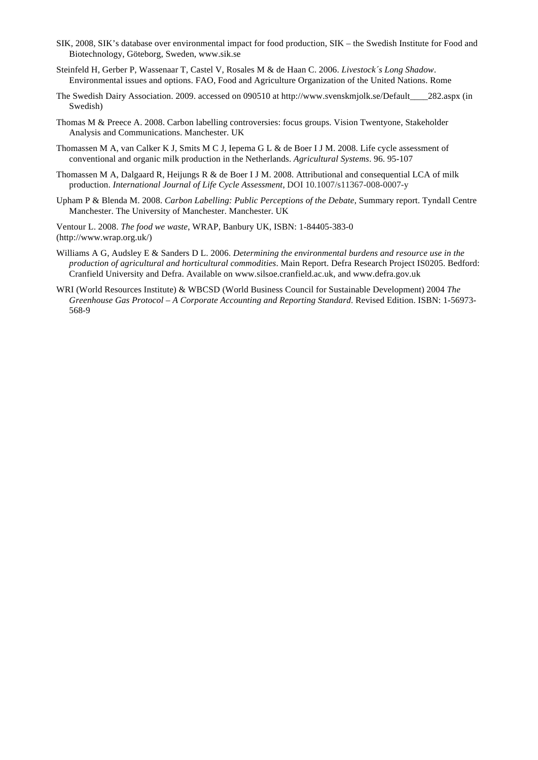SIK, 2008, SIK's database over environmental impact for food production, SIK – the Swedish Institute for Food and Biotechnology, Göteborg, Sweden, www.sik.se

Steinfeld H, Gerber P, Wassenaar T, Castel V, Rosales M & de Haan C. 2006. *Livestock´s Long Shadow*. Environmental issues and options. FAO, Food and Agriculture Organization of the United Nations. Rome

The Swedish Dairy Association. 2009. accessed on 090510 at http://www.svenskmjolk.se/Default____282.aspx (in Swedish)

Thomas M & Preece A. 2008. Carbon labelling controversies: focus groups. Vision Twentyone, Stakeholder Analysis and Communications. Manchester. UK

Thomassen M A, van Calker K J, Smits M C J, Iepema G L & de Boer I J M. 2008. Life cycle assessment of conventional and organic milk production in the Netherlands. *Agricultural Systems*. 96. 95-107

Thomassen M A, Dalgaard R, Heijungs R & de Boer I J M. 2008. Attributional and consequential LCA of milk production. *International Journal of Life Cycle Assessment*, DOI 10.1007/s11367-008-0007-y

Upham P & Blenda M. 2008. *Carbon Labelling: Public Perceptions of the Debate*, Summary report. Tyndall Centre Manchester. The University of Manchester. Manchester. UK

Ventour L. 2008. *The food we waste*, WRAP, Banbury UK, ISBN: 1-84405-383-0 (http://www.wrap.org.uk/)

Williams A G, Audsley E & Sanders D L. 2006. *Determining the environmental burdens and resource use in the production of agricultural and horticultural commodities*. Main Report. Defra Research Project IS0205. Bedford: Cranfield University and Defra. Available on www.silsoe.cranfield.ac.uk, and www.defra.gov.uk

WRI (World Resources Institute) & WBCSD (World Business Council for Sustainable Development) 2004 *The Greenhouse Gas Protocol – A Corporate Accounting and Reporting Standard*. Revised Edition. ISBN: 1-56973-568-9